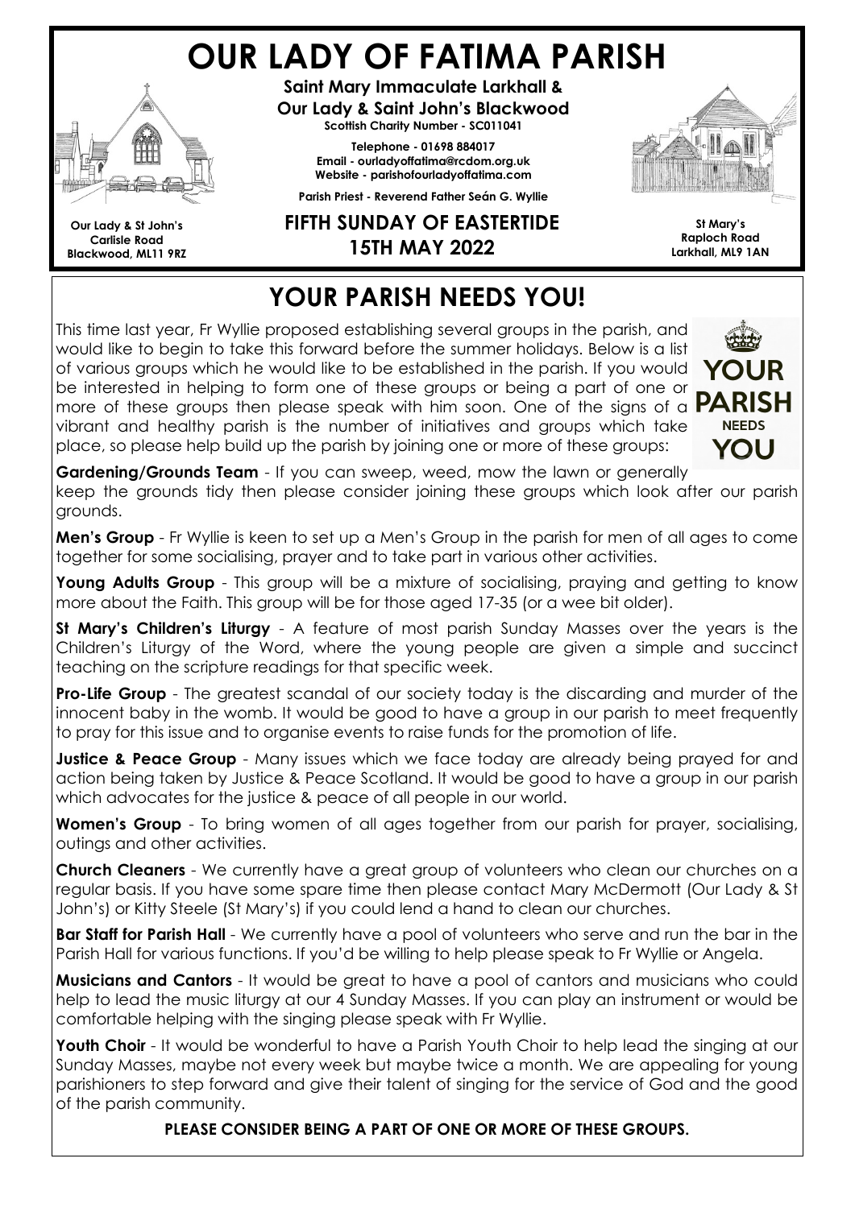# OUR LADY OF FATIMA PARISH

**Saint Mary Immaculate Larkhall &**
**Our Lady & Saint John's Blackwood**
**Scottish Charity Number - SC011041**

**Telephone - 01698 884017**
**Email - ourladyoffatima@rcdom.org.uk**
**Website - parishofourladyoffatima.com**

**Parish Priest - Reverend Father Seán G. Wyllie**

**Our Lady & St John's**
**Carlisle Road**
**Blackwood, ML11 9RZ**

**St Mary's**
**Raploch Road**
**Larkhall, ML9 1AN**

## FIFTH SUNDAY OF EASTERTIDE
## 15TH MAY 2022

## YOUR PARISH NEEDS YOU!

This time last year, Fr Wyllie proposed establishing several groups in the parish, and would like to begin to take this forward before the summer holidays. Below is a list of various groups which he would like to be established in the parish. If you would be interested in helping to form one of these groups or being a part of one or more of these groups then please speak with him soon. One of the signs of a vibrant and healthy parish is the number of initiatives and groups which take place, so please help build up the parish by joining one or more of these groups:

YOUR PARISH NEEDS YOU

**Gardening/Grounds Team** - If you can sweep, weed, mow the lawn or generally keep the grounds tidy then please consider joining these groups which look after our parish grounds.

**Men's Group** - Fr Wyllie is keen to set up a Men's Group in the parish for men of all ages to come together for some socialising, prayer and to take part in various other activities.

**Young Adults Group** - This group will be a mixture of socialising, praying and getting to know more about the Faith. This group will be for those aged 17-35 (or a wee bit older).

**St Mary's Children's Liturgy** - A feature of most parish Sunday Masses over the years is the Children's Liturgy of the Word, where the young people are given a simple and succinct teaching on the scripture readings for that specific week.

**Pro-Life Group** - The greatest scandal of our society today is the discarding and murder of the innocent baby in the womb. It would be good to have a group in our parish to meet frequently to pray for this issue and to organise events to raise funds for the promotion of life.

**Justice & Peace Group** - Many issues which we face today are already being prayed for and action being taken by Justice & Peace Scotland. It would be good to have a group in our parish which advocates for the justice & peace of all people in our world.

**Women's Group** - To bring women of all ages together from our parish for prayer, socialising, outings and other activities.

**Church Cleaners** - We currently have a great group of volunteers who clean our churches on a regular basis. If you have some spare time then please contact Mary McDermott (Our Lady & St John's) or Kitty Steele (St Mary's) if you could lend a hand to clean our churches.

**Bar Staff for Parish Hall** - We currently have a pool of volunteers who serve and run the bar in the Parish Hall for various functions. If you'd be willing to help please speak to Fr Wyllie or Angela.

**Musicians and Cantors** - It would be great to have a pool of cantors and musicians who could help to lead the music liturgy at our 4 Sunday Masses. If you can play an instrument or would be comfortable helping with the singing please speak with Fr Wyllie.

**Youth Choir** - It would be wonderful to have a Parish Youth Choir to help lead the singing at our Sunday Masses, maybe not every week but maybe twice a month. We are appealing for young parishioners to step forward and give their talent of singing for the service of God and the good of the parish community.

**PLEASE CONSIDER BEING A PART OF ONE OR MORE OF THESE GROUPS.**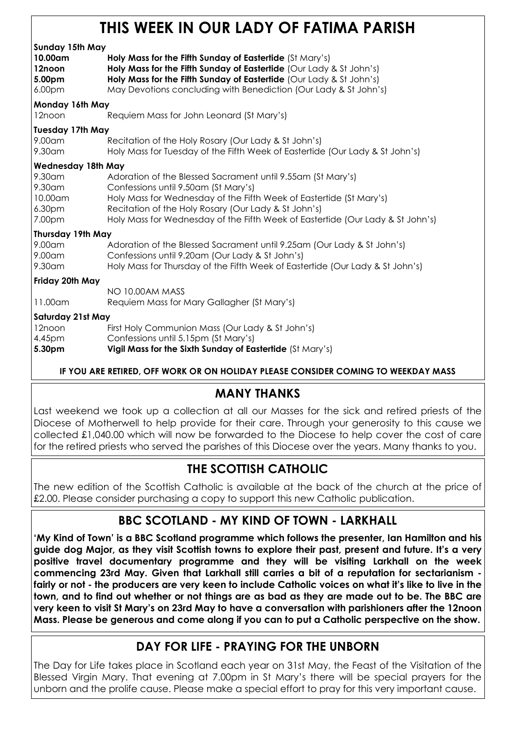# THIS WEEK IN OUR LADY OF FATIMA PARISH

**Sunday 15th May**

| | |
|---|---|
| **10.00am** | **Holy Mass for the Fifth Sunday of Eastertide** (St Mary's) |
| **12noon** | **Holy Mass for the Fifth Sunday of Eastertide** (Our Lady & St John's) |
| **5.00pm** | **Holy Mass for the Fifth Sunday of Eastertide** (Our Lady & St John's) |
| 6.00pm | May Devotions concluding with Benediction (Our Lady & St John's) |

**Monday 16th May**

| | |
|---|---|
| 12noon | Requiem Mass for John Leonard (St Mary's) |

**Tuesday 17th May**

| | |
|---|---|
| 9.00am | Recitation of the Holy Rosary (Our Lady & St John's) |
| 9.30am | Holy Mass for Tuesday of the Fifth Week of Eastertide (Our Lady & St John's) |

**Wednesday 18th May**

| | |
|---|---|
| 9.30am | Adoration of the Blessed Sacrament until 9.55am (St Mary's) |
| 9.30am | Confessions until 9.50am (St Mary's) |
| 10.00am | Holy Mass for Wednesday of the Fifth Week of Eastertide (St Mary's) |
| 6.30pm | Recitation of the Holy Rosary (Our Lady & St John's) |
| 7.00pm | Holy Mass for Wednesday of the Fifth Week of Eastertide (Our Lady & St John's) |

**Thursday 19th May**

| | |
|---|---|
| 9.00am | Adoration of the Blessed Sacrament until 9.25am (Our Lady & St John's) |
| 9.00am | Confessions until 9.20am (Our Lady & St John's) |
| 9.30am | Holy Mass for Thursday of the Fifth Week of Eastertide (Our Lady & St John's) |

**Friday 20th May**

| | |
|---|---|
| | NO 10.00AM MASS |
| 11.00am | Requiem Mass for Mary Gallagher (St Mary's) |

**Saturday 21st May**

| | |
|---|---|
| 12noon | First Holy Communion Mass (Our Lady & St John's) |
| 4.45pm | Confessions until 5.15pm (St Mary's) |
| **5.30pm** | **Vigil Mass for the Sixth Sunday of Eastertide** (St Mary's) |

**IF YOU ARE RETIRED, OFF WORK OR ON HOLIDAY PLEASE CONSIDER COMING TO WEEKDAY MASS**

## MANY THANKS

Last weekend we took up a collection at all our Masses for the sick and retired priests of the Diocese of Motherwell to help provide for their care. Through your generosity to this cause we collected £1,040.00 which will now be forwarded to the Diocese to help cover the cost of care for the retired priests who served the parishes of this Diocese over the years. Many thanks to you.

## THE SCOTTISH CATHOLIC

The new edition of the Scottish Catholic is available at the back of the church at the price of £2.00. Please consider purchasing a copy to support this new Catholic publication.

## BBC SCOTLAND - MY KIND OF TOWN - LARKHALL

**'My Kind of Town' is a BBC Scotland programme which follows the presenter, Ian Hamilton and his guide dog Major, as they visit Scottish towns to explore their past, present and future. It's a very positive travel documentary programme and they will be visiting Larkhall on the week commencing 23rd May. Given that Larkhall still carries a bit of a reputation for sectarianism - fairly or not - the producers are very keen to include Catholic voices on what it's like to live in the town, and to find out whether or not things are as bad as they are made out to be. The BBC are very keen to visit St Mary's on 23rd May to have a conversation with parishioners after the 12noon Mass. Please be generous and come along if you can to put a Catholic perspective on the show.**

## DAY FOR LIFE - PRAYING FOR THE UNBORN

The Day for Life takes place in Scotland each year on 31st May, the Feast of the Visitation of the Blessed Virgin Mary. That evening at 7.00pm in St Mary's there will be special prayers for the unborn and the prolife cause. Please make a special effort to pray for this very important cause.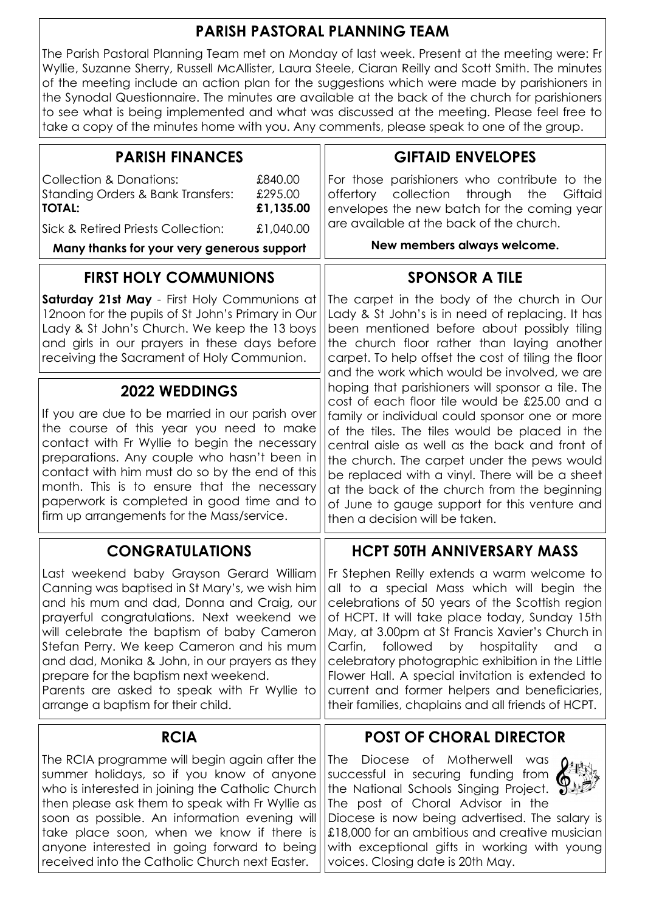## PARISH PASTORAL PLANNING TEAM

The Parish Pastoral Planning Team met on Monday of last week. Present at the meeting were: Fr Wyllie, Suzanne Sherry, Russell McAllister, Laura Steele, Ciaran Reilly and Scott Smith. The minutes of the meeting include an action plan for the suggestions which were made by parishioners in the Synodal Questionnaire. The minutes are available at the back of the church for parishioners to see what is being implemented and what was discussed at the meeting. Please feel free to take a copy of the minutes home with you. Any comments, please speak to one of the group.

## PARISH FINANCES

| | |
|---|---|
| Collection & Donations: | £840.00 |
| Standing Orders & Bank Transfers: | £295.00 |
| **TOTAL:** | **£1,135.00** |
| Sick & Retired Priests Collection: | £1,040.00 |

**Many thanks for your very generous support**

## GIFTAID ENVELOPES

For those parishioners who contribute to the offertory collection through the Giftaid envelopes the new batch for the coming year are available at the back of the church.

**New members always welcome.**

## FIRST HOLY COMMUNIONS

**Saturday 21st May** - First Holy Communions at 12noon for the pupils of St John's Primary in Our Lady & St John's Church. We keep the 13 boys and girls in our prayers in these days before receiving the Sacrament of Holy Communion.

## 2022 WEDDINGS

If you are due to be married in our parish over the course of this year you need to make contact with Fr Wyllie to begin the necessary preparations. Any couple who hasn't been in contact with him must do so by the end of this month. This is to ensure that the necessary paperwork is completed in good time and to firm up arrangements for the Mass/service.

## SPONSOR A TILE

The carpet in the body of the church in Our Lady & St John's is in need of replacing. It has been mentioned before about possibly tiling the church floor rather than laying another carpet. To help offset the cost of tiling the floor and the work which would be involved, we are hoping that parishioners will sponsor a tile. The cost of each floor tile would be £25.00 and a family or individual could sponsor one or more of the tiles. The tiles would be placed in the central aisle as well as the back and front of the church. The carpet under the pews would be replaced with a vinyl. There will be a sheet at the back of the church from the beginning of June to gauge support for this venture and then a decision will be taken.

## CONGRATULATIONS

Last weekend baby Grayson Gerard William Canning was baptised in St Mary's, we wish him and his mum and dad, Donna and Craig, our prayerful congratulations. Next weekend we will celebrate the baptism of baby Cameron Stefan Perry. We keep Cameron and his mum and dad, Monika & John, in our prayers as they prepare for the baptism next weekend.

Parents are asked to speak with Fr Wyllie to arrange a baptism for their child.

## HCPT 50TH ANNIVERSARY MASS

Fr Stephen Reilly extends a warm welcome to all to a special Mass which will begin the celebrations of 50 years of the Scottish region of HCPT. It will take place today, Sunday 15th May, at 3.00pm at St Francis Xavier's Church in Carfin, followed by hospitality and a celebratory photographic exhibition in the Little Flower Hall. A special invitation is extended to current and former helpers and beneficiaries, their families, chaplains and all friends of HCPT.

## RCIA

The RCIA programme will begin again after the summer holidays, so if you know of anyone who is interested in joining the Catholic Church then please ask them to speak with Fr Wyllie as soon as possible. An information evening will take place soon, when we know if there is anyone interested in going forward to being received into the Catholic Church next Easter.

## POST OF CHORAL DIRECTOR

The Diocese of Motherwell was successful in securing funding from the National Schools Singing Project. The post of Choral Advisor in the Diocese is now being advertised. The salary is £18,000 for an ambitious and creative musician with exceptional gifts in working with young voices. Closing date is 20th May.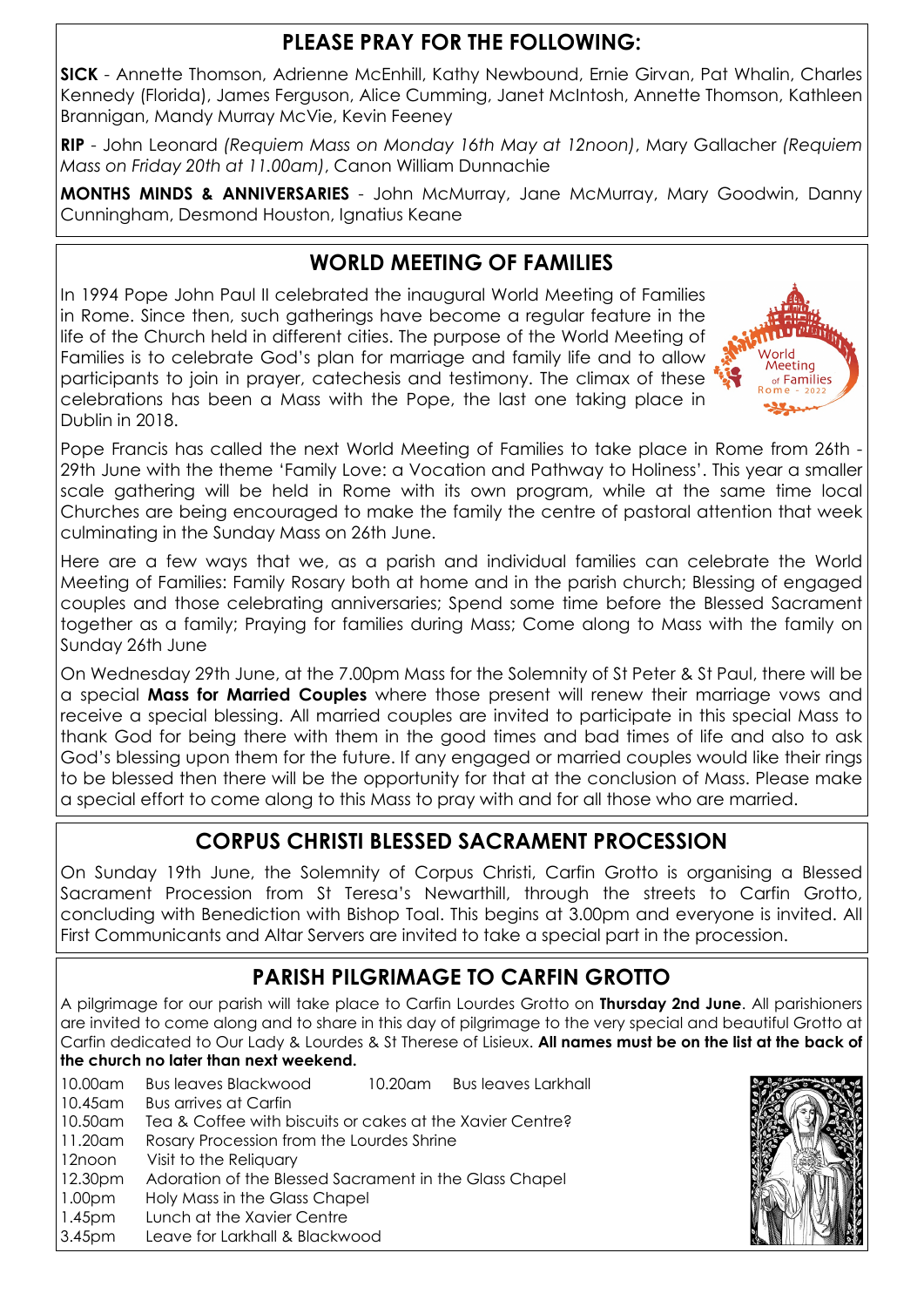## PLEASE PRAY FOR THE FOLLOWING:

**SICK** - Annette Thomson, Adrienne McEnhill, Kathy Newbound, Ernie Girvan, Pat Whalin, Charles Kennedy (Florida), James Ferguson, Alice Cumming, Janet McIntosh, Annette Thomson, Kathleen Brannigan, Mandy Murray McVie, Kevin Feeney

**RIP** - John Leonard *(Requiem Mass on Monday 16th May at 12noon)*, Mary Gallacher *(Requiem Mass on Friday 20th at 11.00am)*, Canon William Dunnachie

**MONTHS MINDS & ANNIVERSARIES** - John McMurray, Jane McMurray, Mary Goodwin, Danny Cunningham, Desmond Houston, Ignatius Keane

## WORLD MEETING OF FAMILIES

In 1994 Pope John Paul II celebrated the inaugural World Meeting of Families in Rome. Since then, such gatherings have become a regular feature in the life of the Church held in different cities. The purpose of the World Meeting of Families is to celebrate God's plan for marriage and family life and to allow participants to join in prayer, catechesis and testimony. The climax of these celebrations has been a Mass with the Pope, the last one taking place in Dublin in 2018.

Pope Francis has called the next World Meeting of Families to take place in Rome from 26th - 29th June with the theme 'Family Love: a Vocation and Pathway to Holiness'. This year a smaller scale gathering will be held in Rome with its own program, while at the same time local Churches are being encouraged to make the family the centre of pastoral attention that week culminating in the Sunday Mass on 26th June.

Here are a few ways that we, as a parish and individual families can celebrate the World Meeting of Families: Family Rosary both at home and in the parish church; Blessing of engaged couples and those celebrating anniversaries; Spend some time before the Blessed Sacrament together as a family; Praying for families during Mass; Come along to Mass with the family on Sunday 26th June

On Wednesday 29th June, at the 7.00pm Mass for the Solemnity of St Peter & St Paul, there will be a special **Mass for Married Couples** where those present will renew their marriage vows and receive a special blessing. All married couples are invited to participate in this special Mass to thank God for being there with them in the good times and bad times of life and also to ask God's blessing upon them for the future. If any engaged or married couples would like their rings to be blessed then there will be the opportunity for that at the conclusion of Mass. Please make a special effort to come along to this Mass to pray with and for all those who are married.

## CORPUS CHRISTI BLESSED SACRAMENT PROCESSION

On Sunday 19th June, the Solemnity of Corpus Christi, Carfin Grotto is organising a Blessed Sacrament Procession from St Teresa's Newarthill, through the streets to Carfin Grotto, concluding with Benediction with Bishop Toal. This begins at 3.00pm and everyone is invited. All First Communicants and Altar Servers are invited to take a special part in the procession.

## PARISH PILGRIMAGE TO CARFIN GROTTO

A pilgrimage for our parish will take place to Carfin Lourdes Grotto on **Thursday 2nd June**. All parishioners are invited to come along and to share in this day of pilgrimage to the very special and beautiful Grotto at Carfin dedicated to Our Lady & Lourdes & St Therese of Lisieux. **All names must be on the list at the back of the church no later than next weekend.**

10.00am Bus leaves Blackwood 10.20am Bus leaves Larkhall
10.45am Bus arrives at Carfin
10.50am Tea & Coffee with biscuits or cakes at the Xavier Centre?
11.20am Rosary Procession from the Lourdes Shrine
12noon Visit to the Reliquary
12.30pm Adoration of the Blessed Sacrament in the Glass Chapel
1.00pm Holy Mass in the Glass Chapel
1.45pm Lunch at the Xavier Centre
3.45pm Leave for Larkhall & Blackwood